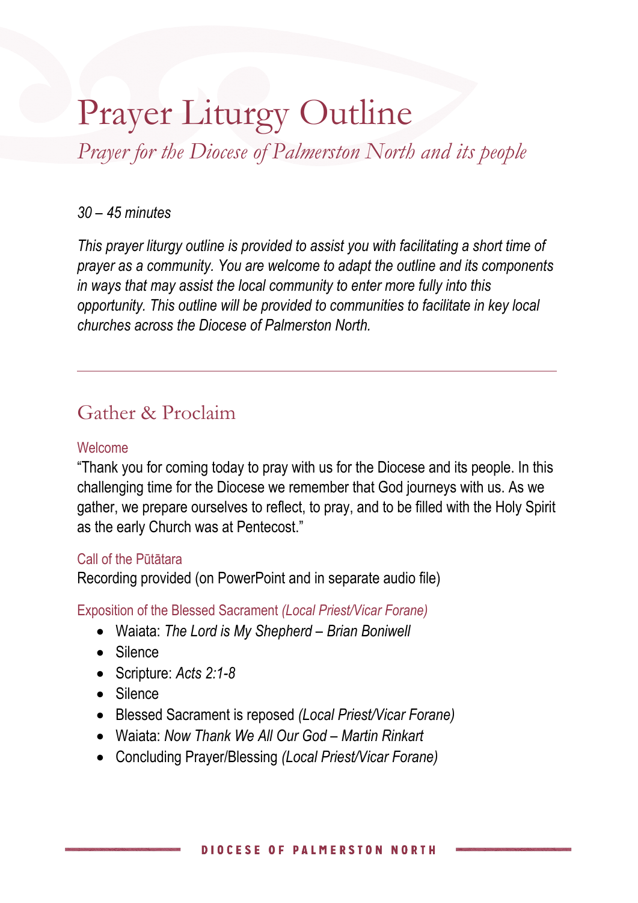# Prayer Liturgy Outline

*Prayer for the Diocese of Palmerston North and its people*

*30 – 45 minutes*

*This prayer liturgy outline is provided to assist you with facilitating a short time of prayer as a community. You are welcome to adapt the outline and its components in ways that may assist the local community to enter more fully into this opportunity. This outline will be provided to communities to facilitate in key local churches across the Diocese of Palmerston North.*

---

## Gather & Proclaim

### Welcome

"Thank you for coming today to pray with us for the Diocese and its people. In this challenging time for the Diocese we remember that God journeys with us. As we gather, we prepare ourselves to reflect, to pray, and to be filled with the Holy Spirit as the early Church was at Pentecost."

### Call of the Pūtātara

Recording provided (on PowerPoint and in separate audio file)

### Exposition of the Blessed Sacrament *(Local Priest/Vicar Forane)*

- Waiata: *The Lord is My Shepherd – Brian Boniwell*
- Silence
- Scripture: *Acts 2:1-8*
- Silence
- Blessed Sacrament is reposed *(Local Priest/Vicar Forane)*
- Waiata: *Now Thank We All Our God – Martin Rinkart*
- Concluding Prayer/Blessing *(Local Priest/Vicar Forane)*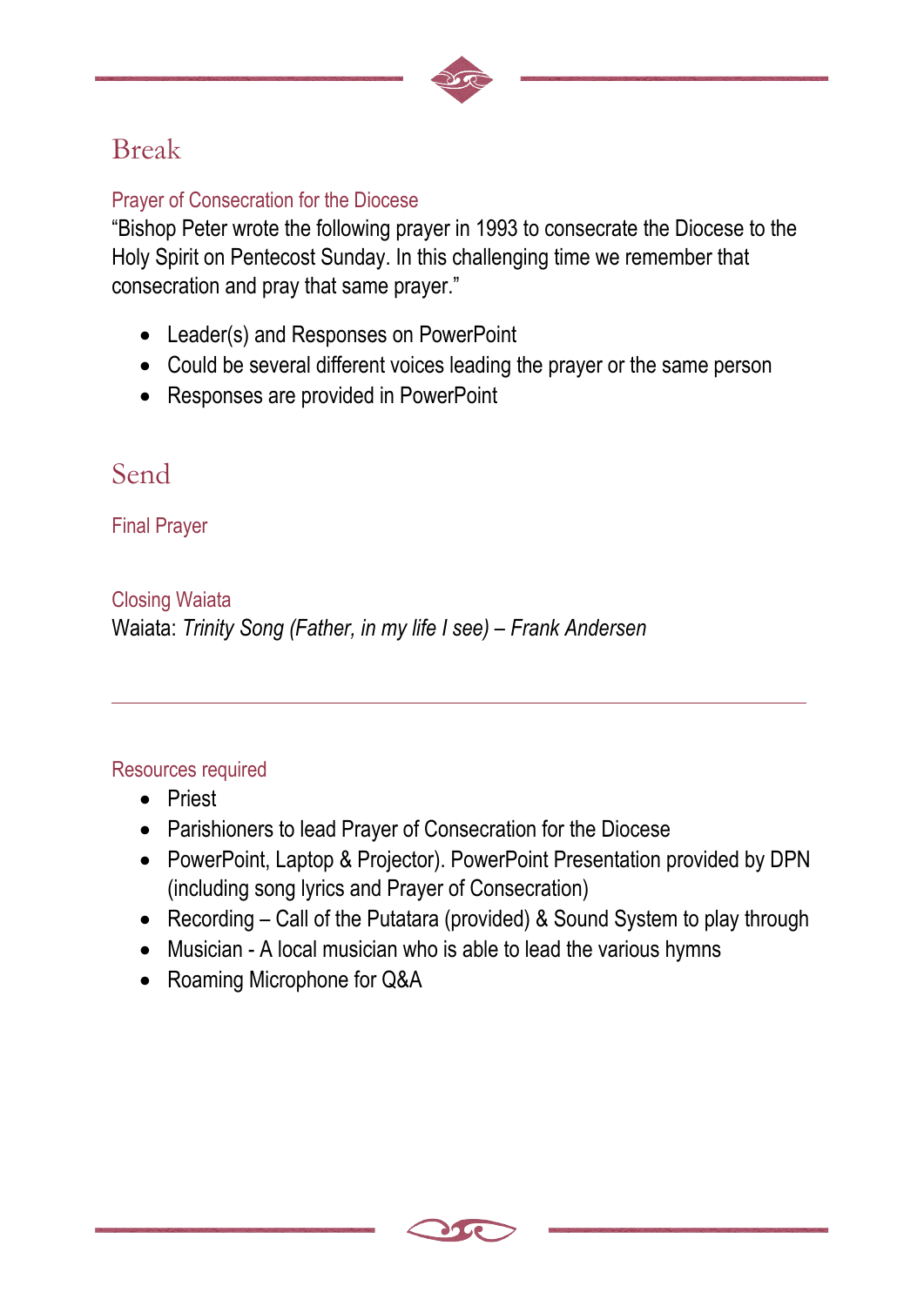## Break

### Prayer of Consecration for the Diocese

"Bishop Peter wrote the following prayer in 1993 to consecrate the Diocese to the Holy Spirit on Pentecost Sunday. In this challenging time we remember that consecration and pray that same prayer."

- Leader(s) and Responses on PowerPoint
- Could be several different voices leading the prayer or the same person
- Responses are provided in PowerPoint

## Send

### Final Prayer

### Closing Waiata

Waiata: *Trinity Song (Father, in my life I see) – Frank Andersen*

---

### Resources required

- Priest
- Parishioners to lead Prayer of Consecration for the Diocese
- PowerPoint, Laptop & Projector). PowerPoint Presentation provided by DPN (including song lyrics and Prayer of Consecration)
- Recording – Call of the Putatara (provided) & Sound System to play through
- Musician - A local musician who is able to lead the various hymns
- Roaming Microphone for Q&A